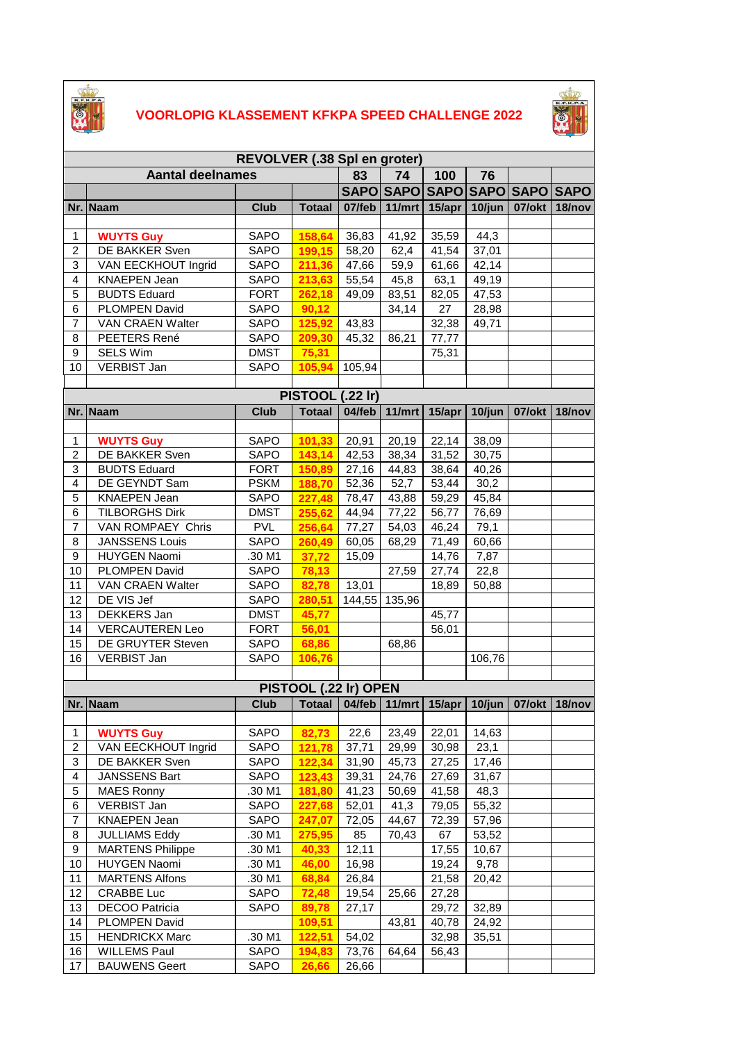# VOORLOPIG KLASSEMENT KFKPA SPEED CHALLENGE 2022

## REVOLVER (.38 Spl en groter)

| Nr. | Naam | Club | Totaal | 07/feb | 11/mrt | 15/apr | 10/jun | 07/okt | 18/nov |
|---|---|---|---|---|---|---|---|---|---|
| | Aantal deelnames | | | 83 | 74 | 100 | 76 | | |
| | | | | SAPO | SAPO | SAPO | SAPO | SAPO | SAPO |
| 1 | **WUYTS Guy** | SAPO | **158,64** | 36,83 | 41,92 | 35,59 | 44,3 | | |
| 2 | DE BAKKER Sven | SAPO | **199,15** | 58,20 | 62,4 | 41,54 | 37,01 | | |
| 3 | VAN EECKHOUT Ingrid | SAPO | **211,36** | 47,66 | 59,9 | 61,66 | 42,14 | | |
| 4 | KNAEPEN Jean | SAPO | **213,63** | 55,54 | 45,8 | 63,1 | 49,19 | | |
| 5 | BUDTS Eduard | FORT | **262,18** | 49,09 | 83,51 | 82,05 | 47,53 | | |
| 6 | PLOMPEN David | SAPO | **90,12** | | 34,14 | 27 | 28,98 | | |
| 7 | VAN CRAEN Walter | SAPO | **125,92** | 43,83 | | 32,38 | 49,71 | | |
| 8 | PEETERS René | SAPO | **209,30** | 45,32 | 86,21 | 77,77 | | | |
| 9 | SELS Wim | DMST | **75,31** | | | 75,31 | | | |
| 10 | VERBIST Jan | SAPO | **105,94** | 105,94 | | | | | |

## PISTOOL (.22 lr)

| Nr. | Naam | Club | Totaal | 04/feb | 11/mrt | 15/apr | 10/jun | 07/okt | 18/nov |
|---|---|---|---|---|---|---|---|---|---|
| 1 | **WUYTS Guy** | SAPO | **101,33** | 20,91 | 20,19 | 22,14 | 38,09 | | |
| 2 | DE BAKKER Sven | SAPO | **143,14** | 42,53 | 38,34 | 31,52 | 30,75 | | |
| 3 | BUDTS Eduard | FORT | **150,89** | 27,16 | 44,83 | 38,64 | 40,26 | | |
| 4 | DE GEYNDT Sam | PSKM | **188,70** | 52,36 | 52,7 | 53,44 | 30,2 | | |
| 5 | KNAEPEN Jean | SAPO | **227,48** | 78,47 | 43,88 | 59,29 | 45,84 | | |
| 6 | TILBORGHS Dirk | DMST | **255,62** | 44,94 | 77,22 | 56,77 | 76,69 | | |
| 7 | VAN ROMPAEY Chris | PVL | **256,64** | 77,27 | 54,03 | 46,24 | 79,1 | | |
| 8 | JANSSENS Louis | SAPO | **260,49** | 60,05 | 68,29 | 71,49 | 60,66 | | |
| 9 | HUYGEN Naomi | .30 M1 | **37,72** | 15,09 | | 14,76 | 7,87 | | |
| 10 | PLOMPEN David | SAPO | **78,13** | | 27,59 | 27,74 | 22,8 | | |
| 11 | VAN CRAEN Walter | SAPO | **82,78** | 13,01 | | 18,89 | 50,88 | | |
| 12 | DE VIS Jef | SAPO | **280,51** | 144,55 | 135,96 | | | | |
| 13 | DEKKERS Jan | DMST | **45,77** | | | 45,77 | | | |
| 14 | VERCAUTEREN Leo | FORT | **56,01** | | | 56,01 | | | |
| 15 | DE GRUYTER Steven | SAPO | **68,86** | | 68,86 | | | | |
| 16 | VERBIST Jan | SAPO | **106,76** | | | | 106,76 | | |

## PISTOOL (.22 lr) OPEN

| Nr. | Naam | Club | Totaal | 04/feb | 11/mrt | 15/apr | 10/jun | 07/okt | 18/nov |
|---|---|---|---|---|---|---|---|---|---|
| 1 | **WUYTS Guy** | SAPO | **82,73** | 22,6 | 23,49 | 22,01 | 14,63 | | |
| 2 | VAN EECKHOUT Ingrid | SAPO | **121,78** | 37,71 | 29,99 | 30,98 | 23,1 | | |
| 3 | DE BAKKER Sven | SAPO | **122,34** | 31,90 | 45,73 | 27,25 | 17,46 | | |
| 4 | JANSSENS Bart | SAPO | **123,43** | 39,31 | 24,76 | 27,69 | 31,67 | | |
| 5 | MAES Ronny | .30 M1 | **181,80** | 41,23 | 50,69 | 41,58 | 48,3 | | |
| 6 | VERBIST Jan | SAPO | **227,68** | 52,01 | 41,3 | 79,05 | 55,32 | | |
| 7 | KNAEPEN Jean | SAPO | **247,07** | 72,05 | 44,67 | 72,39 | 57,96 | | |
| 8 | JULLIAMS Eddy | .30 M1 | **275,95** | 85 | 70,43 | 67 | 53,52 | | |
| 9 | MARTENS Philippe | .30 M1 | **40,33** | 12,11 | | 17,55 | 10,67 | | |
| 10 | HUYGEN Naomi | .30 M1 | **46,00** | 16,98 | | 19,24 | 9,78 | | |
| 11 | MARTENS Alfons | .30 M1 | **68,84** | 26,84 | | 21,58 | 20,42 | | |
| 12 | CRABBE Luc | SAPO | **72,48** | 19,54 | 25,66 | 27,28 | | | |
| 13 | DECOO Patricia | SAPO | **89,78** | 27,17 | | 29,72 | 32,89 | | |
| 14 | PLOMPEN David | | **109,51** | | 43,81 | 40,78 | 24,92 | | |
| 15 | HENDRICKX Marc | .30 M1 | **122,51** | 54,02 | | 32,98 | 35,51 | | |
| 16 | WILLEMS Paul | SAPO | **194,83** | 73,76 | 64,64 | 56,43 | | | |
| 17 | BAUWENS Geert | SAPO | **26,66** | 26,66 | | | | | |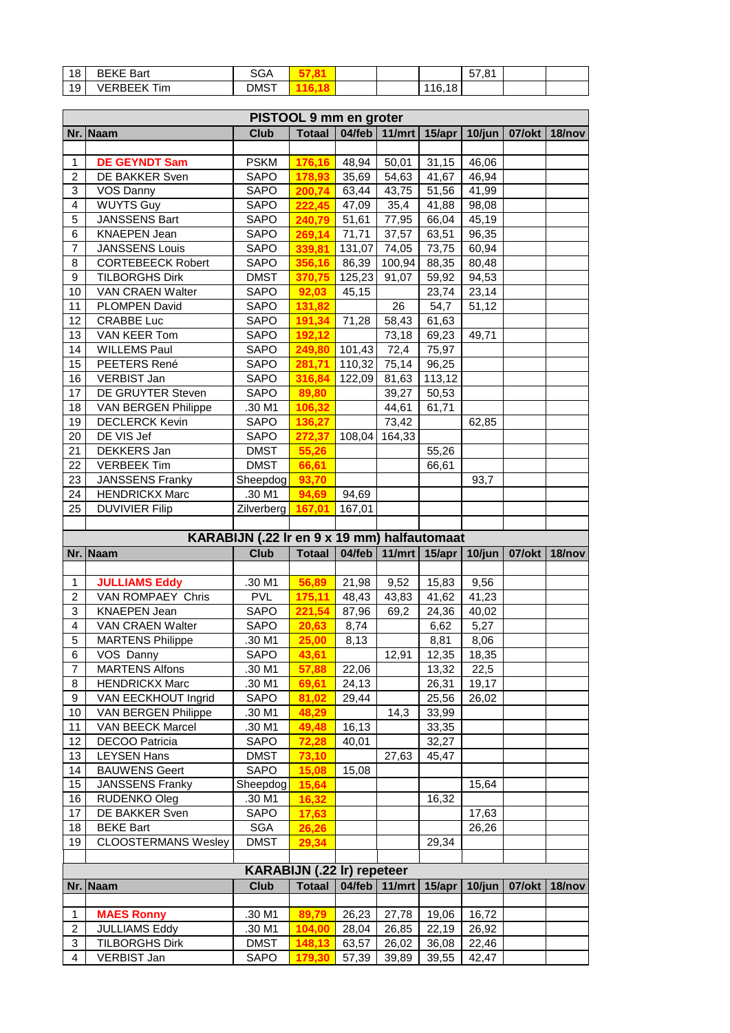| | | | | | | | | | |
|---|---|---|---|---|---|---|---|---|---|
| 18 | BEKE Bart | SGA | 57,81 | | | | 57,81 | | |
| 19 | VERBEEK Tim | DMST | 116,18 | | | 116,18 | | | |

## PISTOOL 9 mm en groter

| Nr. | Naam | Club | Totaal | 04/feb | 11/mrt | 15/apr | 10/jun | 07/okt | 18/nov |
|---|---|---|---|---|---|---|---|---|---|
| 1 | **DE GEYNDT Sam** | PSKM | 176,16 | 48,94 | 50,01 | 31,15 | 46,06 | | |
| 2 | DE BAKKER Sven | SAPO | 178,93 | 35,69 | 54,63 | 41,67 | 46,94 | | |
| 3 | VOS Danny | SAPO | 200,74 | 63,44 | 43,75 | 51,56 | 41,99 | | |
| 4 | WUYTS Guy | SAPO | 222,45 | 47,09 | 35,4 | 41,88 | 98,08 | | |
| 5 | JANSSENS Bart | SAPO | 240,79 | 51,61 | 77,95 | 66,04 | 45,19 | | |
| 6 | KNAEPEN Jean | SAPO | 269,14 | 71,71 | 37,57 | 63,51 | 96,35 | | |
| 7 | JANSSENS Louis | SAPO | 339,81 | 131,07 | 74,05 | 73,75 | 60,94 | | |
| 8 | CORTEBEECK Robert | SAPO | 356,16 | 86,39 | 100,94 | 88,35 | 80,48 | | |
| 9 | TILBORGHS Dirk | DMST | 370,75 | 125,23 | 91,07 | 59,92 | 94,53 | | |
| 10 | VAN CRAEN Walter | SAPO | 92,03 | 45,15 | | 23,74 | 23,14 | | |
| 11 | PLOMPEN David | SAPO | 131,82 | | 26 | 54,7 | 51,12 | | |
| 12 | CRABBE Luc | SAPO | 191,34 | 71,28 | 58,43 | 61,63 | | | |
| 13 | VAN KEER Tom | SAPO | 192,12 | | 73,18 | 69,23 | 49,71 | | |
| 14 | WILLEMS Paul | SAPO | 249,80 | 101,43 | 72,4 | 75,97 | | | |
| 15 | PEETERS René | SAPO | 281,71 | 110,32 | 75,14 | 96,25 | | | |
| 16 | VERBIST Jan | SAPO | 316,84 | 122,09 | 81,63 | 113,12 | | | |
| 17 | DE GRUYTER Steven | SAPO | 89,80 | | 39,27 | 50,53 | | | |
| 18 | VAN BERGEN Philippe | .30 M1 | 106,32 | | 44,61 | 61,71 | | | |
| 19 | DECLERCK Kevin | SAPO | 136,27 | | 73,42 | | 62,85 | | |
| 20 | DE VIS Jef | SAPO | 272,37 | 108,04 | 164,33 | | | | |
| 21 | DEKKERS Jan | DMST | 55,26 | | | 55,26 | | | |
| 22 | VERBEEK Tim | DMST | 66,61 | | | 66,61 | | | |
| 23 | JANSSENS Franky | Sheepdog | 93,70 | | | | 93,7 | | |
| 24 | HENDRICKX Marc | .30 M1 | 94,69 | 94,69 | | | | | |
| 25 | DUVIVIER Filip | Zilverberg | 167,01 | 167,01 | | | | | |

## KARABIJN (.22 lr en 9 x 19 mm) halfautomaat

| Nr. | Naam | Club | Totaal | 04/feb | 11/mrt | 15/apr | 10/jun | 07/okt | 18/nov |
|---|---|---|---|---|---|---|---|---|---|
| 1 | **JULLIAMS Eddy** | .30 M1 | 56,89 | 21,98 | 9,52 | 15,83 | 9,56 | | |
| 2 | VAN ROMPAEY Chris | PVL | 175,11 | 48,43 | 43,83 | 41,62 | 41,23 | | |
| 3 | KNAEPEN Jean | SAPO | 221,54 | 87,96 | 69,2 | 24,36 | 40,02 | | |
| 4 | VAN CRAEN Walter | SAPO | 20,63 | 8,74 | | 6,62 | 5,27 | | |
| 5 | MARTENS Philippe | .30 M1 | 25,00 | 8,13 | | 8,81 | 8,06 | | |
| 6 | VOS Danny | SAPO | 43,61 | | 12,91 | 12,35 | 18,35 | | |
| 7 | MARTENS Alfons | .30 M1 | 57,88 | 22,06 | | 13,32 | 22,5 | | |
| 8 | HENDRICKX Marc | .30 M1 | 69,61 | 24,13 | | 26,31 | 19,17 | | |
| 9 | VAN EECKHOUT Ingrid | SAPO | 81,02 | 29,44 | | 25,56 | 26,02 | | |
| 10 | VAN BERGEN Philippe | .30 M1 | 48,29 | | 14,3 | 33,99 | | | |
| 11 | VAN BEECK Marcel | .30 M1 | 49,48 | 16,13 | | 33,35 | | | |
| 12 | DECOO Patricia | SAPO | 72,28 | 40,01 | | 32,27 | | | |
| 13 | LEYSEN Hans | DMST | 73,10 | | 27,63 | 45,47 | | | |
| 14 | BAUWENS Geert | SAPO | 15,08 | 15,08 | | | | | |
| 15 | JANSSENS Franky | Sheepdog | 15,64 | | | | 15,64 | | |
| 16 | RUDENKO Oleg | .30 M1 | 16,32 | | | 16,32 | | | |
| 17 | DE BAKKER Sven | SAPO | 17,63 | | | | 17,63 | | |
| 18 | BEKE Bart | SGA | 26,26 | | | | 26,26 | | |
| 19 | CLOOSTERMANS Wesley | DMST | 29,34 | | | 29,34 | | | |

## KARABIJN (.22 lr) repeteer

| Nr. | Naam | Club | Totaal | 04/feb | 11/mrt | 15/apr | 10/jun | 07/okt | 18/nov |
|---|---|---|---|---|---|---|---|---|---|
| 1 | **MAES Ronny** | .30 M1 | 89,79 | 26,23 | 27,78 | 19,06 | 16,72 | | |
| 2 | JULLIAMS Eddy | .30 M1 | 104,00 | 28,04 | 26,85 | 22,19 | 26,92 | | |
| 3 | TILBORGHS Dirk | DMST | 148,13 | 63,57 | 26,02 | 36,08 | 22,46 | | |
| 4 | VERBIST Jan | SAPO | 179,30 | 57,39 | 39,89 | 39,55 | 42,47 | | |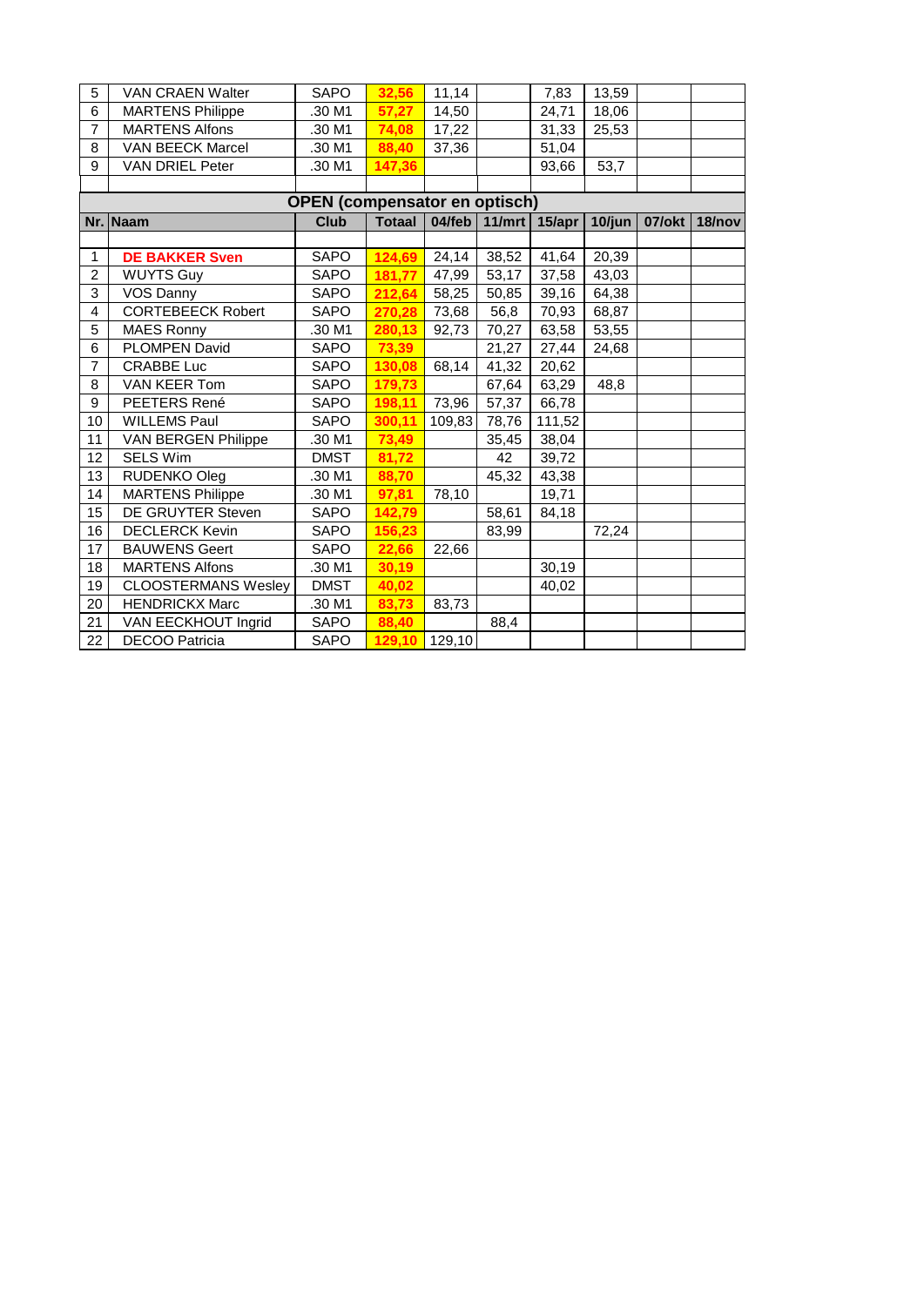| | | | | | | | | | |
|---|---|---|---|---|---|---|---|---|---|
| 5 | VAN CRAEN Walter | SAPO | **32,56** | 11,14 | | 7,83 | 13,59 | | |
| 6 | MARTENS Philippe | .30 M1 | **57,27** | 14,50 | | 24,71 | 18,06 | | |
| 7 | MARTENS Alfons | .30 M1 | **74,08** | 17,22 | | 31,33 | 25,53 | | |
| 8 | VAN BEECK Marcel | .30 M1 | **88,40** | 37,36 | | 51,04 | | | |
| 9 | VAN DRIEL Peter | .30 M1 | **147,36** | | | 93,66 | 53,7 | | |

## OPEN (compensator en optisch)

| Nr. | Naam | Club | Totaal | 04/feb | 11/mrt | 15/apr | 10/jun | 07/okt | 18/nov |
|---|---|---|---|---|---|---|---|---|---|
| 1 | **DE BAKKER Sven** | SAPO | **124,69** | 24,14 | 38,52 | 41,64 | 20,39 | | |
| 2 | WUYTS Guy | SAPO | **181,77** | 47,99 | 53,17 | 37,58 | 43,03 | | |
| 3 | VOS Danny | SAPO | **212,64** | 58,25 | 50,85 | 39,16 | 64,38 | | |
| 4 | CORTEBEECK Robert | SAPO | **270,28** | 73,68 | 56,8 | 70,93 | 68,87 | | |
| 5 | MAES Ronny | .30 M1 | **280,13** | 92,73 | 70,27 | 63,58 | 53,55 | | |
| 6 | PLOMPEN David | SAPO | **73,39** | | 21,27 | 27,44 | 24,68 | | |
| 7 | CRABBE Luc | SAPO | **130,08** | 68,14 | 41,32 | 20,62 | | | |
| 8 | VAN KEER Tom | SAPO | **179,73** | | 67,64 | 63,29 | 48,8 | | |
| 9 | PEETERS René | SAPO | **198,11** | 73,96 | 57,37 | 66,78 | | | |
| 10 | WILLEMS Paul | SAPO | **300,11** | 109,83 | 78,76 | 111,52 | | | |
| 11 | VAN BERGEN Philippe | .30 M1 | **73,49** | | 35,45 | 38,04 | | | |
| 12 | SELS Wim | DMST | **81,72** | | 42 | 39,72 | | | |
| 13 | RUDENKO Oleg | .30 M1 | **88,70** | | 45,32 | 43,38 | | | |
| 14 | MARTENS Philippe | .30 M1 | **97,81** | 78,10 | | 19,71 | | | |
| 15 | DE GRUYTER Steven | SAPO | **142,79** | | 58,61 | 84,18 | | | |
| 16 | DECLERCK Kevin | SAPO | **156,23** | | 83,99 | | 72,24 | | |
| 17 | BAUWENS Geert | SAPO | **22,66** | 22,66 | | | | | |
| 18 | MARTENS Alfons | .30 M1 | **30,19** | | | 30,19 | | | |
| 19 | CLOOSTERMANS Wesley | DMST | **40,02** | | | 40,02 | | | |
| 20 | HENDRICKX Marc | .30 M1 | **83,73** | 83,73 | | | | | |
| 21 | VAN EECKHOUT Ingrid | SAPO | **88,40** | | 88,4 | | | | |
| 22 | DECOO Patricia | SAPO | **129,10** | 129,10 | | | | | |